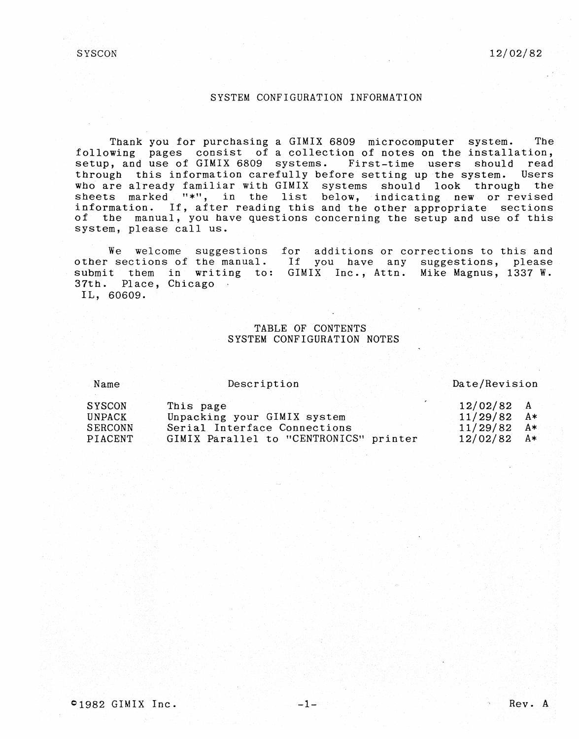# SYSTEM CONFIGURATION INFORMATION

Thank you for purchasing a GIMIX 6809 microcomputer system. The following pages consist of a collection of notes on the installation, setup, and use of GIMIX 6809 systems. First-time users should read through this information carefully before setting up the system. Users who are already familiar with GIMIX systems should look through the sheets marked "*", in the list below, indicating new or revised information. If, after reading this and the other appropriate sections of the manual, you have questions concerning the setup and use of this system, please call us.

We welcome suggestions for additions or corrections to this and other sections of the manual. If you have any suggestions, please submit them in writing to: GIMIX Inc., Attn. Mike Magnus, 1337 W. 37th. Place, Chicago IL, 60609.

## TABLE OF CONTENTS
## SYSTEM CONFIGURATION NOTES

| Name | Description | Date/Revision |
|---|---|---|
| SYSCON | This page | 12/02/82 A |
| UNPACK | Unpacking your GIMIX system | 11/29/82 A* |
| SERCONN | Serial Interface Connections | 11/29/82 A* |
| PIACENT | GIMIX Parallel to "CENTRONICS" printer | 12/02/82 A* |

©1982 GIMIX Inc.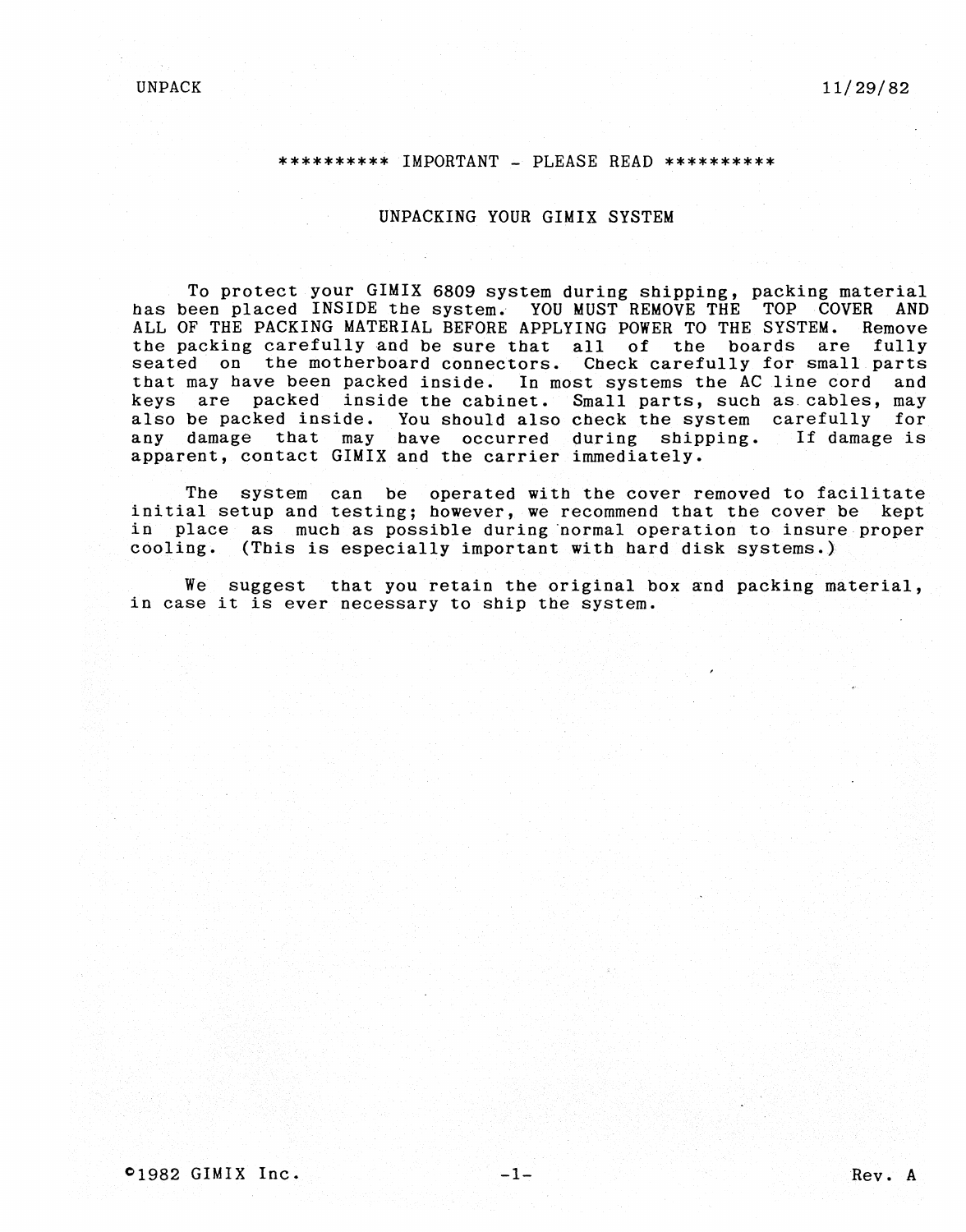**\*\*\*\*\*\*\*\*\*\* IMPORTANT - PLEASE READ \*\*\*\*\*\*\*\*\*\***

## UNPACKING YOUR GIMIX SYSTEM

To protect your GIMIX 6809 system during shipping, packing material has been placed INSIDE the system. YOU MUST REMOVE THE TOP COVER AND ALL OF THE PACKING MATERIAL BEFORE APPLYING POWER TO THE SYSTEM. Remove the packing carefully and be sure that all of the boards are fully seated on the motherboard connectors. Check carefully for small parts that may have been packed inside. In most systems the AC line cord and keys are packed inside the cabinet. Small parts, such as cables, may also be packed inside. You should also check the system carefully for any damage that may have occurred during shipping. If damage is apparent, contact GIMIX and the carrier immediately.

The system can be operated with the cover removed to facilitate initial setup and testing; however, we recommend that the cover be kept in place as much as possible during normal operation to insure proper cooling. (This is especially important with hard disk systems.)

We suggest that you retain the original box and packing material, in case it is ever necessary to ship the system.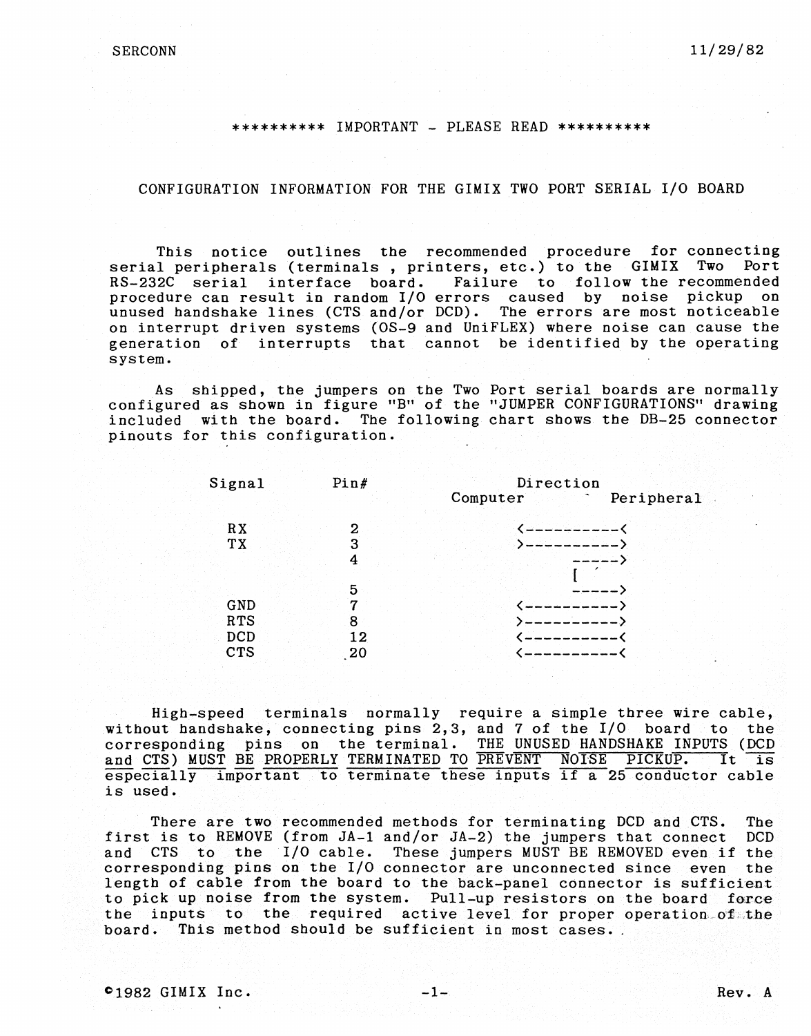\*\*\*\*\*\*\*\*\*\* IMPORTANT - PLEASE READ \*\*\*\*\*\*\*\*\*\*

## CONFIGURATION INFORMATION FOR THE GIMIX TWO PORT SERIAL I/O BOARD

This notice outlines the recommended procedure for connecting serial peripherals (terminals , printers, etc.) to the GIMIX Two Port RS-232C serial interface board. Failure to follow the recommended procedure can result in random I/O errors caused by noise pickup on unused handshake lines (CTS and/or DCD). The errors are most noticeable on interrupt driven systems (OS-9 and UniFLEX) where noise can cause the generation of interrupts that cannot be identified by the operating system.

As shipped, the jumpers on the Two Port serial boards are normally configured as shown in figure "B" of the "JUMPER CONFIGURATIONS" drawing included with the board. The following chart shows the DB-25 connector pinouts for this configuration.

| Signal | Pin# | Direction Computer — Peripheral |
|---|---|---|
| RX | 2 | <----------< |
| TX | 3 | >----------> |
| | 4 | -----> |
| | | [ |
| | 5 | -----> |
| GND | 7 | <----------> |
| RTS | 8 | >----------> |
| DCD | 12 | <----------< |
| CTS | 20 | <----------< |

High-speed terminals normally require a simple three wire cable, without handshake, connecting pins 2,3, and 7 of the I/O board to the corresponding pins on the terminal. <u>THE UNUSED HANDSHAKE INPUTS (DCD and CTS) MUST BE PROPERLY TERMINATED TO PREVENT NOISE PICKUP.</u> It is especially important to terminate these inputs if a 25 conductor cable is used.

There are two recommended methods for terminating DCD and CTS. The first is to REMOVE (from JA-1 and/or JA-2) the jumpers that connect DCD and CTS to the I/O cable. These jumpers MUST BE REMOVED even if the corresponding pins on the I/O connector are unconnected since even the length of cable from the board to the back-panel connector is sufficient to pick up noise from the system. Pull-up resistors on the board force the inputs to the required active level for proper operation of the board. This method should be sufficient in most cases.

©1982 GIMIX Inc. Rev. A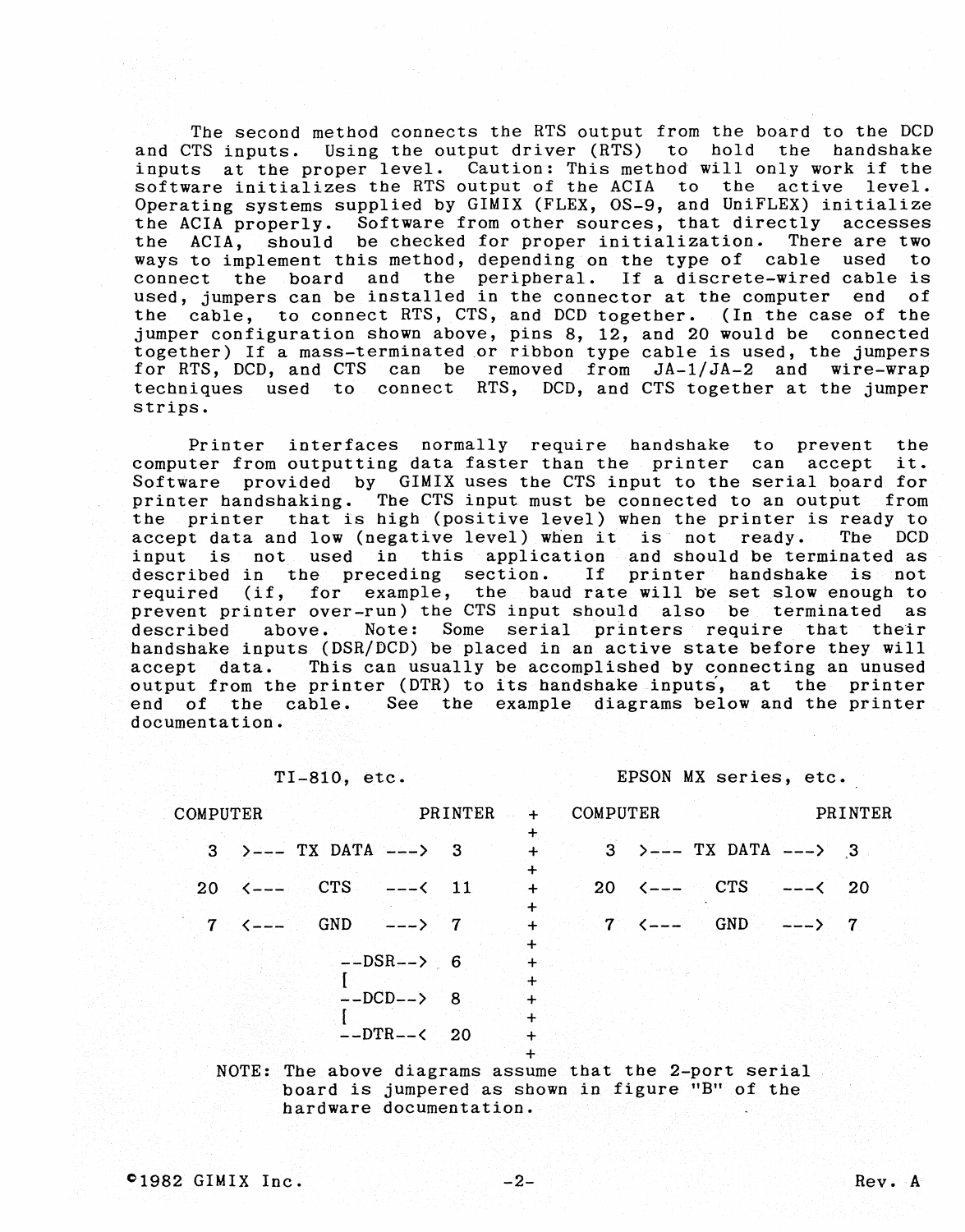The second method connects the RTS output from the board to the DCD and CTS inputs. Using the output driver (RTS) to hold the handshake inputs at the proper level. Caution: This method will only work if the software initializes the RTS output of the ACIA to the active level. Operating systems supplied by GIMIX (FLEX, OS-9, and UniFLEX) initialize the ACIA properly. Software from other sources, that directly accesses the ACIA, should be checked for proper initialization. There are two ways to implement this method, depending on the type of cable used to connect the board and the peripheral. If a discrete-wired cable is used, jumpers can be installed in the connector at the computer end of the cable, to connect RTS, CTS, and DCD together. (In the case of the jumper configuration shown above, pins 8, 12, and 20 would be connected together) If a mass-terminated or ribbon type cable is used, the jumpers for RTS, DCD, and CTS can be removed from JA-1/JA-2 and wire-wrap techniques used to connect RTS, DCD, and CTS together at the jumper strips.

Printer interfaces normally require handshake to prevent the computer from outputting data faster than the printer can accept it. Software provided by GIMIX uses the CTS input to the serial board for printer handshaking. The CTS input must be connected to an output from the printer that is high (positive level) when the printer is ready to accept data and low (negative level) when it is not ready. The DCD input is not used in this application and should be terminated as described in the preceding section. If printer handshake is not required (if, for example, the baud rate will be set slow enough to prevent printer over-run) the CTS input should also be terminated as described above. Note: Some serial printers require that their handshake inputs (DSR/DCD) be placed in an active state before they will accept data. This can usually be accomplished by connecting an unused output from the printer (DTR) to its handshake inputs, at the printer end of the cable. See the example diagrams below and the printer documentation.

```
            TI-810, etc.                            EPSON MX series, etc.

   COMPUTER                   PRINTER   +   COMPUTER                   PRINTER
                                        +
      3   >--- TX DATA --->   3         +      3   >--- TX DATA --->   3
                                        +
     20   <---   CTS   ---<   11        +     20   <---   CTS   ---<   20
                                        +
      7   <---   GND   --->   7         +      7   <---   GND   --->   7
                                        +
                  --DSR-->    6         +
                  [                     +
                  --DCD-->    8         +
                  [                     +
                  --DTR--<    20        +
                                        +
```

NOTE: The above diagrams assume that the 2-port serial board is jumpered as shown in figure "B" of the hardware documentation.

©1982 GIMIX Inc. Rev. A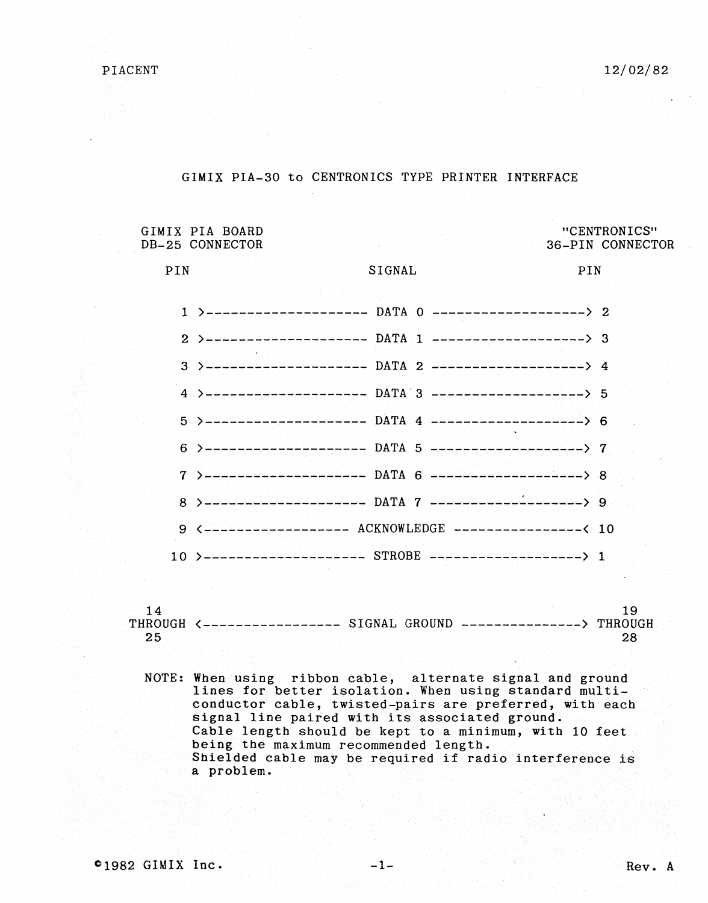# GIMIX PIA-30 to CENTRONICS TYPE PRINTER INTERFACE

| GIMIX PIA BOARD DB-25 CONNECTOR PIN | | SIGNAL | | "CENTRONICS" 36-PIN CONNECTOR PIN |
|---|---|---|---|---|
| 1 | > | DATA 0 | > | 2 |
| 2 | > | DATA 1 | > | 3 |
| 3 | > | DATA 2 | > | 4 |
| 4 | > | DATA 3 | > | 5 |
| 5 | > | DATA 4 | > | 6 |
| 6 | > | DATA 5 | > | 7 |
| 7 | > | DATA 6 | > | 8 |
| 8 | > | DATA 7 | > | 9 |
| 9 | < | ACKNOWLEDGE | < | 10 |
| 10 | > | STROBE | > | 1 |
| 14 THROUGH 25 | < | SIGNAL GROUND | > | 19 THROUGH 28 |

NOTE: When using ribbon cable, alternate signal and ground lines for better isolation. When using standard multi-conductor cable, twisted-pairs are preferred, with each signal line paired with its associated ground.
Cable length should be kept to a minimum, with 10 feet being the maximum recommended length.
Shielded cable may be required if radio interference is a problem.

©1982 GIMIX Inc. Rev. A